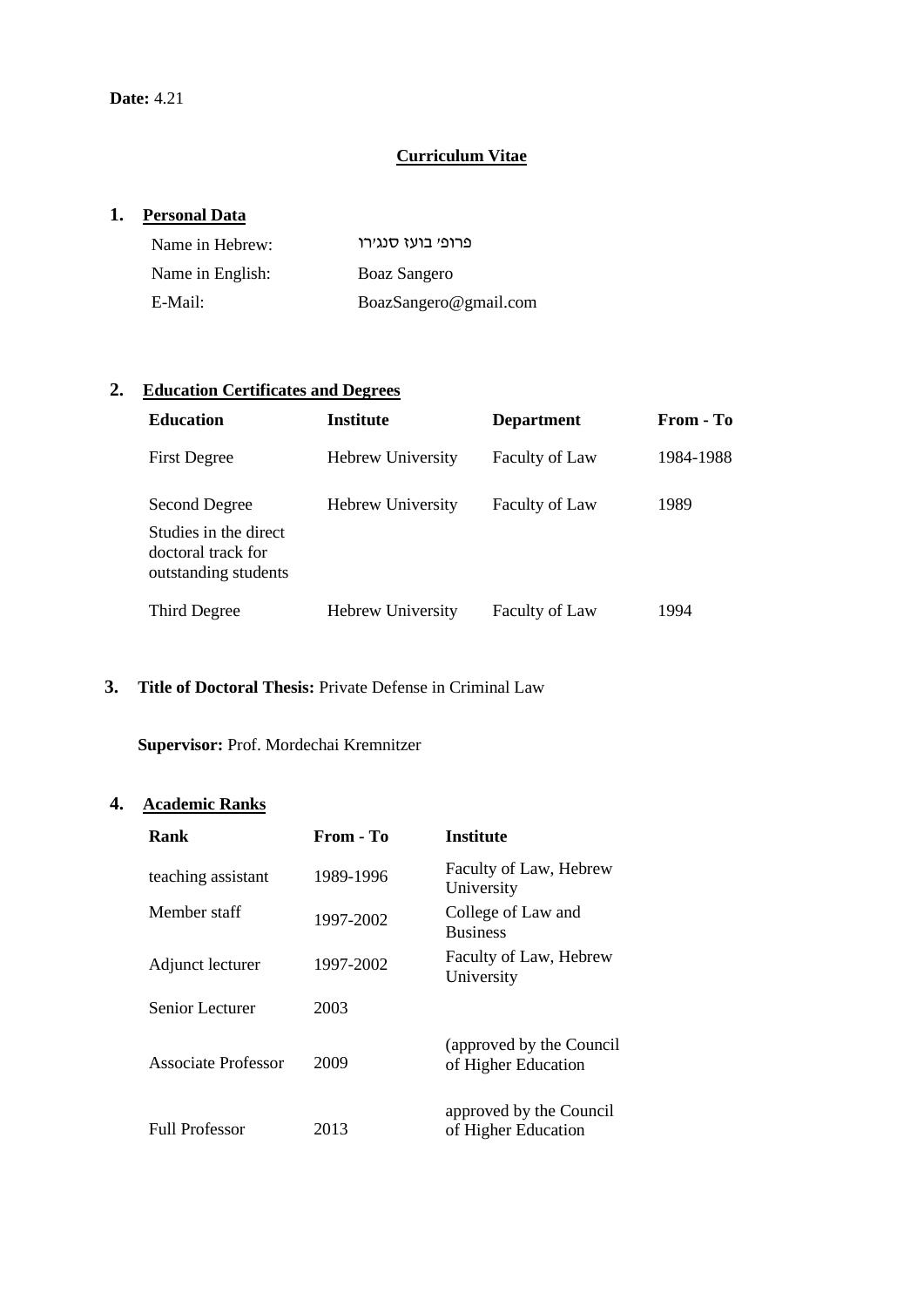**Date:** 4.21

# Curriculum Vitae

## 1. Personal Data

| | |
|---|---|
| Name in Hebrew: | פרופ' בועז סנג'רו |
| Name in English: | Boaz Sangero |
| E-Mail: | BoazSangero@gmail.com |

## 2. Education Certificates and Degrees

| Education | Institute | Department | From - To |
|---|---|---|---|
| First Degree | Hebrew University | Faculty of Law | 1984-1988 |
| Second Degree<br>Studies in the direct doctoral track for outstanding students | Hebrew University | Faculty of Law | 1989 |
| Third Degree | Hebrew University | Faculty of Law | 1994 |

## 3. Title of Doctoral Thesis: Private Defense in Criminal Law

**Supervisor:** Prof. Mordechai Kremnitzer

## 4. Academic Ranks

| Rank | From - To | Institute |
|---|---|---|
| teaching assistant | 1989-1996 | Faculty of Law, Hebrew University |
| Member staff | 1997-2002 | College of Law and Business |
| Adjunct lecturer | 1997-2002 | Faculty of Law, Hebrew University |
| Senior Lecturer | 2003 | |
| Associate Professor | 2009 | (approved by the Council of Higher Education |
| Full Professor | 2013 | approved by the Council of Higher Education |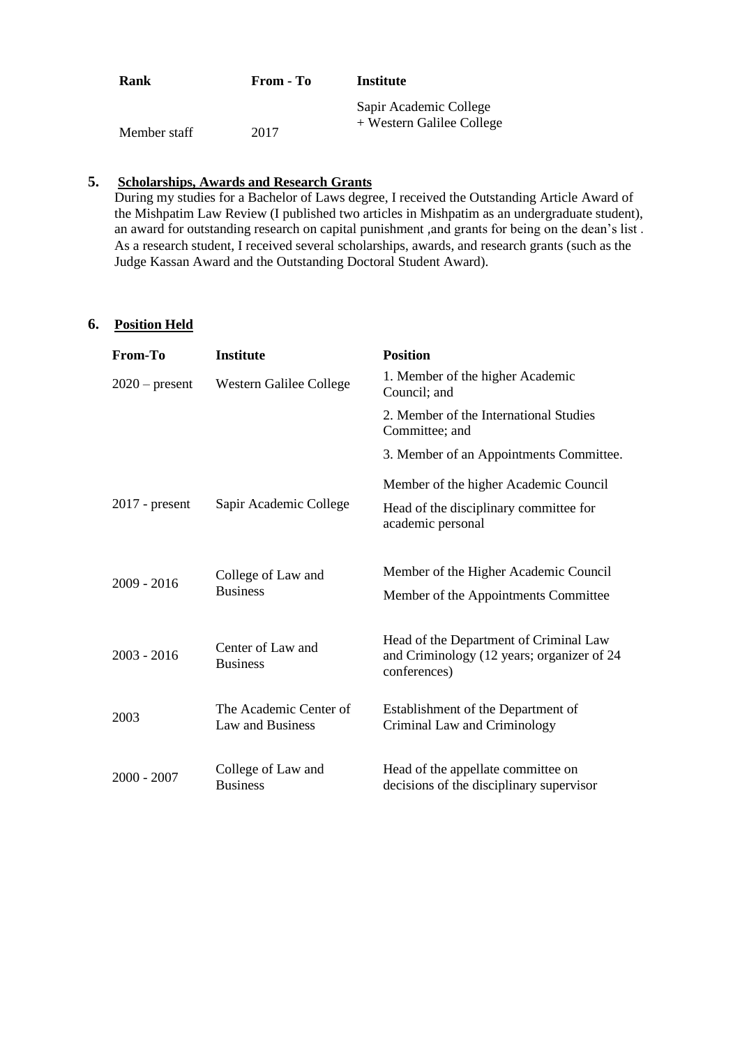| Rank | From - To | Institute |
|---|---|---|
| Member staff | 2017 | Sapir Academic College + Western Galilee College |

## 5. Scholarships, Awards and Research Grants

During my studies for a Bachelor of Laws degree, I received the Outstanding Article Award of the Mishpatim Law Review (I published two articles in Mishpatim as an undergraduate student), an award for outstanding research on capital punishment ,and grants for being on the dean's list . As a research student, I received several scholarships, awards, and research grants (such as the Judge Kassan Award and the Outstanding Doctoral Student Award).

## 6. Position Held

| From-To | Institute | Position |
|---|---|---|
| 2020 – present | Western Galilee College | 1. Member of the higher Academic Council; and |
| | | 2. Member of the International Studies Committee; and |
| | | 3. Member of an Appointments Committee. |
| 2017 - present | Sapir Academic College | Member of the higher Academic Council |
| | | Head of the disciplinary committee for academic personal |
| 2009 - 2016 | College of Law and Business | Member of the Higher Academic Council |
| | | Member of the Appointments Committee |
| 2003 - 2016 | Center of Law and Business | Head of the Department of Criminal Law and Criminology (12 years; organizer of 24 conferences) |
| 2003 | The Academic Center of Law and Business | Establishment of the Department of Criminal Law and Criminology |
| 2000 - 2007 | College of Law and Business | Head of the appellate committee on decisions of the disciplinary supervisor |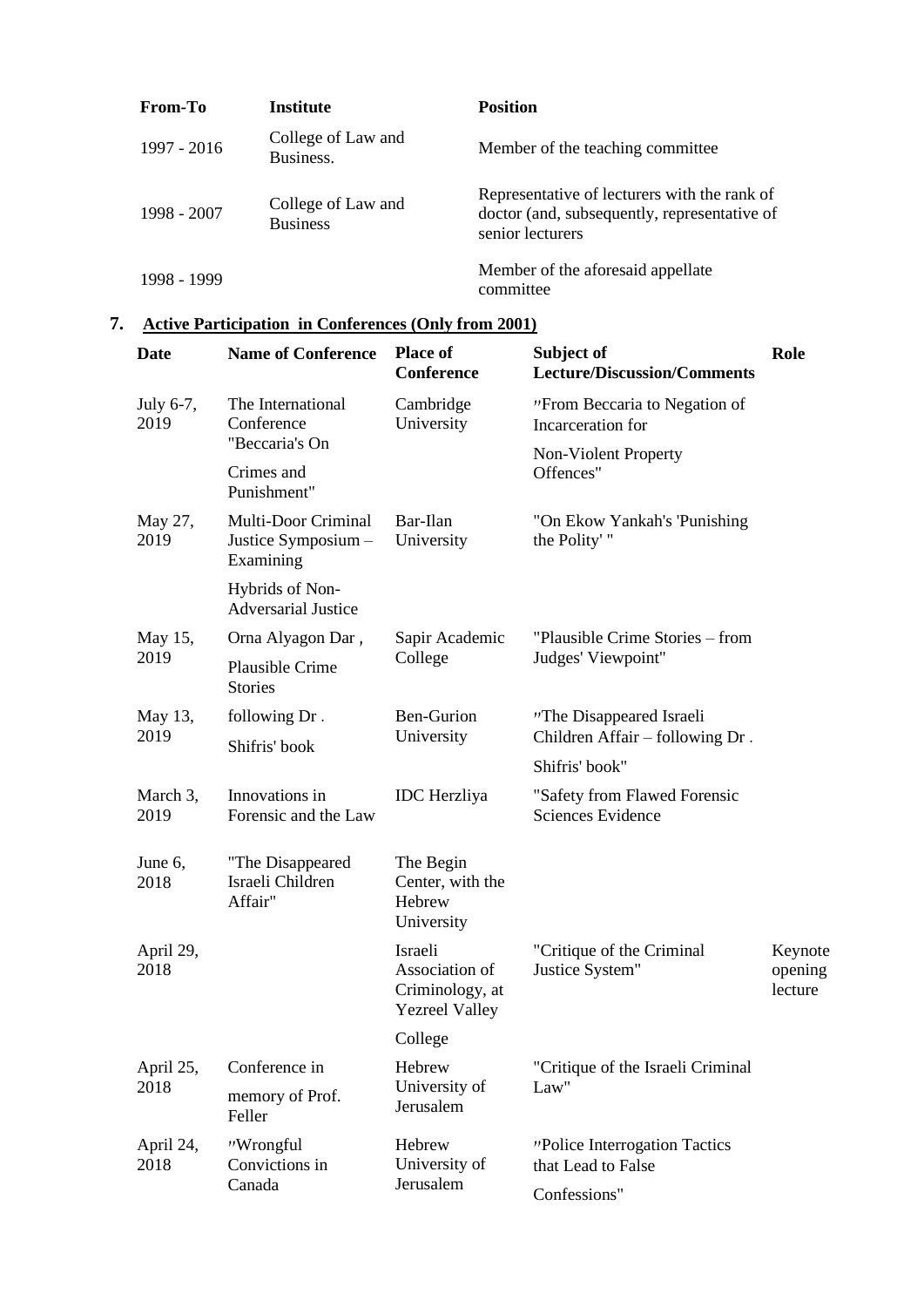| From-To | Institute | Position |
| --- | --- | --- |
| 1997 - 2016 | College of Law and Business. | Member of the teaching committee |
| 1998 - 2007 | College of Law and Business | Representative of lecturers with the rank of doctor (and, subsequently, representative of senior lecturers |
| 1998 - 1999 | | Member of the aforesaid appellate committee |

## 7. Active Participation in Conferences (Only from 2001)

| Date | Name of Conference | Place of Conference | Subject of Lecture/Discussion/Comments | Role |
| --- | --- | --- | --- | --- |
| July 6-7, 2019 | The International Conference "Beccaria's On Crimes and Punishment" | Cambridge University | "From Beccaria to Negation of Incarceration for Non-Violent Property Offences" | |
| May 27, 2019 | Multi-Door Criminal Justice Symposium – Examining Hybrids of Non-Adversarial Justice | Bar-Ilan University | "On Ekow Yankah's 'Punishing the Polity' " | |
| May 15, 2019 | Orna Alyagon Dar , Plausible Crime Stories | Sapir Academic College | "Plausible Crime Stories – from Judges' Viewpoint" | |
| May 13, 2019 | following Dr . Shifris' book | Ben-Gurion University | "The Disappeared Israeli Children Affair – following Dr . Shifris' book" | |
| March 3, 2019 | Innovations in Forensic and the Law | IDC Herzliya | "Safety from Flawed Forensic Sciences Evidence | |
| June 6, 2018 | "The Disappeared Israeli Children Affair" | The Begin Center, with the Hebrew University | | |
| April 29, 2018 | | Israeli Association of Criminology, at Yezreel Valley College | "Critique of the Criminal Justice System" | Keynote opening lecture |
| April 25, 2018 | Conference in memory of Prof. Feller | Hebrew University of Jerusalem | "Critique of the Israeli Criminal Law" | |
| April 24, 2018 | "Wrongful Convictions in Canada | Hebrew University of Jerusalem | "Police Interrogation Tactics that Lead to False Confessions" | |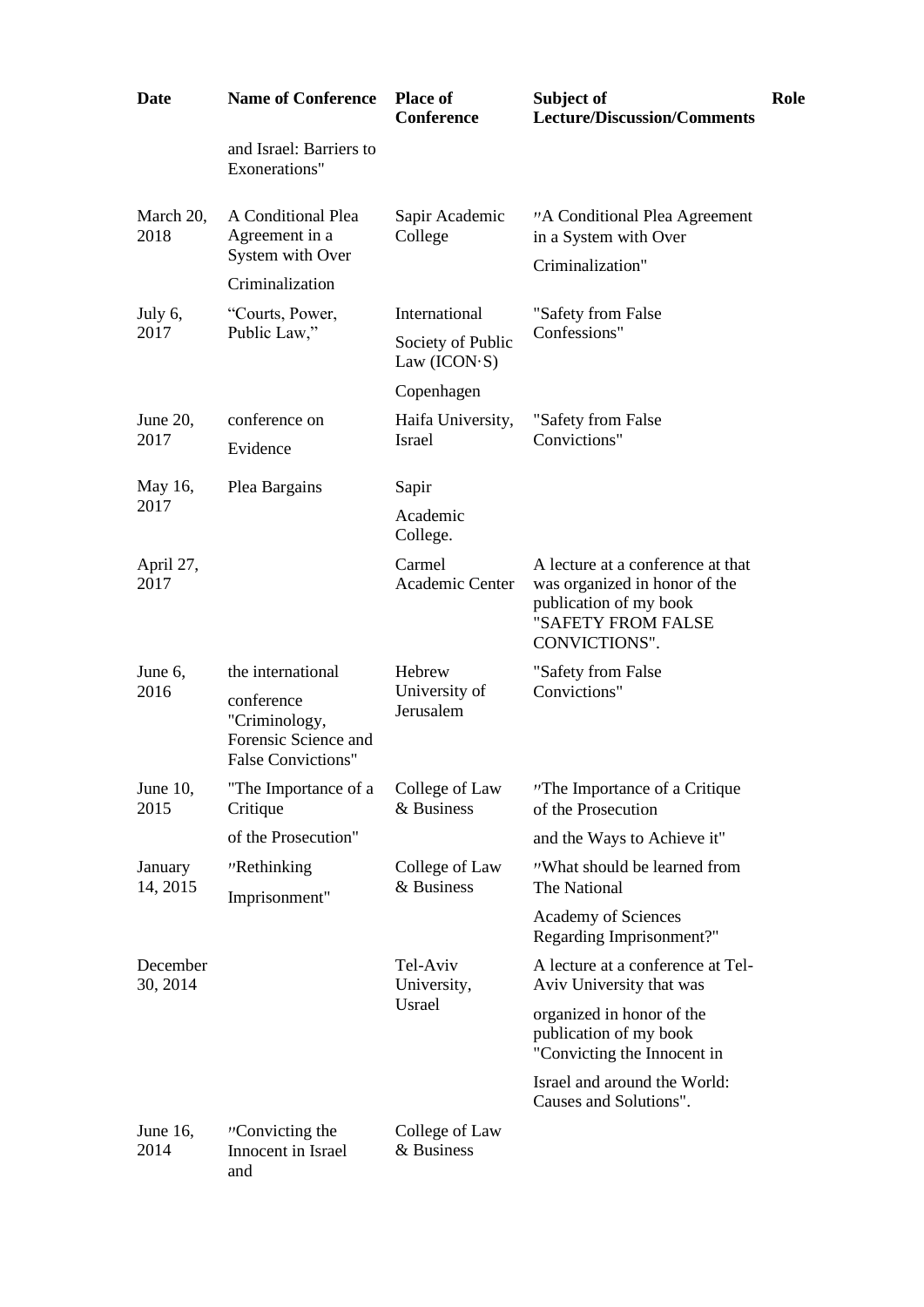| Date | Name of Conference | Place of Conference | Subject of Lecture/Discussion/Comments | Role |
|---|---|---|---|---|
| | and Israel: Barriers to Exonerations" | | | |
| March 20, 2018 | A Conditional Plea Agreement in a System with Over Criminalization | Sapir Academic College | "A Conditional Plea Agreement in a System with Over Criminalization" | |
| July 6, 2017 | "Courts, Power, Public Law," | International Society of Public Law (ICON·S) Copenhagen | "Safety from False Confessions" | |
| June 20, 2017 | conference on Evidence | Haifa University, Israel | "Safety from False Convictions" | |
| May 16, 2017 | Plea Bargains | Sapir Academic College. | | |
| April 27, 2017 | | Carmel Academic Center | A lecture at a conference at that was organized in honor of the publication of my book "SAFETY FROM FALSE CONVICTIONS". | |
| June 6, 2016 | the international conference "Criminology, Forensic Science and False Convictions" | Hebrew University of Jerusalem | "Safety from False Convictions" | |
| June 10, 2015 | "The Importance of a Critique of the Prosecution" | College of Law & Business | "The Importance of a Critique of the Prosecution and the Ways to Achieve it" | |
| January 14, 2015 | "Rethinking Imprisonment" | College of Law & Business | "What should be learned from The National Academy of Sciences Regarding Imprisonment?" | |
| December 30, 2014 | | Tel-Aviv University, Usrael | A lecture at a conference at Tel-Aviv University that was organized in honor of the publication of my book "Convicting the Innocent in Israel and around the World: Causes and Solutions". | |
| June 16, 2014 | "Convicting the Innocent in Israel and | College of Law & Business | | |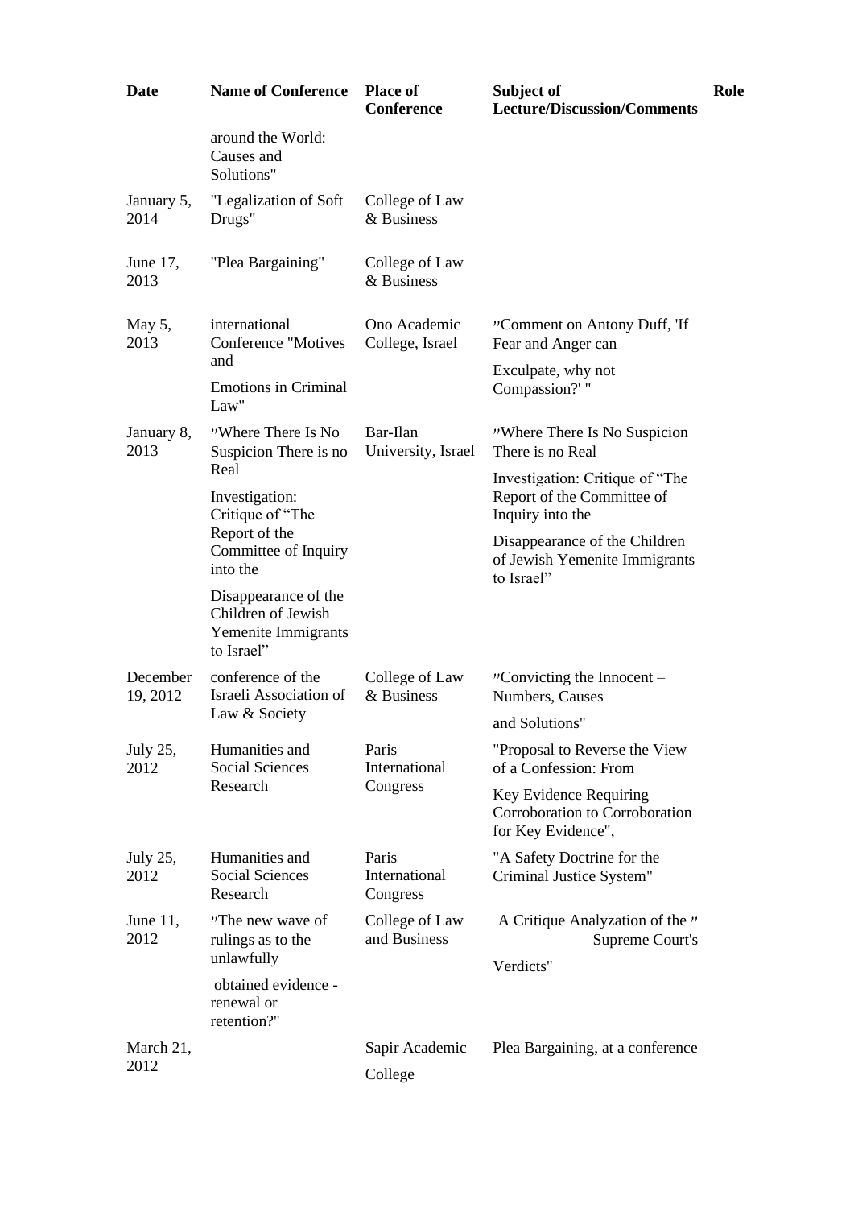| Date | Name of Conference | Place of Conference | Subject of Lecture/Discussion/Comments | Role |
|---|---|---|---|---|
| | around the World: Causes and Solutions" | | | |
| January 5, 2014 | "Legalization of Soft Drugs" | College of Law & Business | | |
| June 17, 2013 | "Plea Bargaining" | College of Law & Business | | |
| May 5, 2013 | international Conference "Motives and Emotions in Criminal Law" | Ono Academic College, Israel | "Comment on Antony Duff, 'If Fear and Anger can Exculpate, why not Compassion?' " | |
| January 8, 2013 | "Where There Is No Suspicion There is no Real Investigation: Critique of "The Report of the Committee of Inquiry into the Disappearance of the Children of Jewish Yemenite Immigrants to Israel" | Bar-Ilan University, Israel | "Where There Is No Suspicion There is no Real Investigation: Critique of "The Report of the Committee of Inquiry into the Disappearance of the Children of Jewish Yemenite Immigrants to Israel" | |
| December 19, 2012 | conference of the Israeli Association of Law & Society | College of Law & Business | "Convicting the Innocent – Numbers, Causes and Solutions" | |
| July 25, 2012 | Humanities and Social Sciences Research | Paris International Congress | "Proposal to Reverse the View of a Confession: From Key Evidence Requiring Corroboration to Corroboration for Key Evidence", | |
| July 25, 2012 | Humanities and Social Sciences Research | Paris International Congress | "A Safety Doctrine for the Criminal Justice System" | |
| June 11, 2012 | "The new wave of rulings as to the unlawfully obtained evidence - renewal or retention?" | College of Law and Business | A Critique Analyzation of the " Supreme Court's Verdicts" | |
| March 21, 2012 | | Sapir Academic College | Plea Bargaining, at a conference | |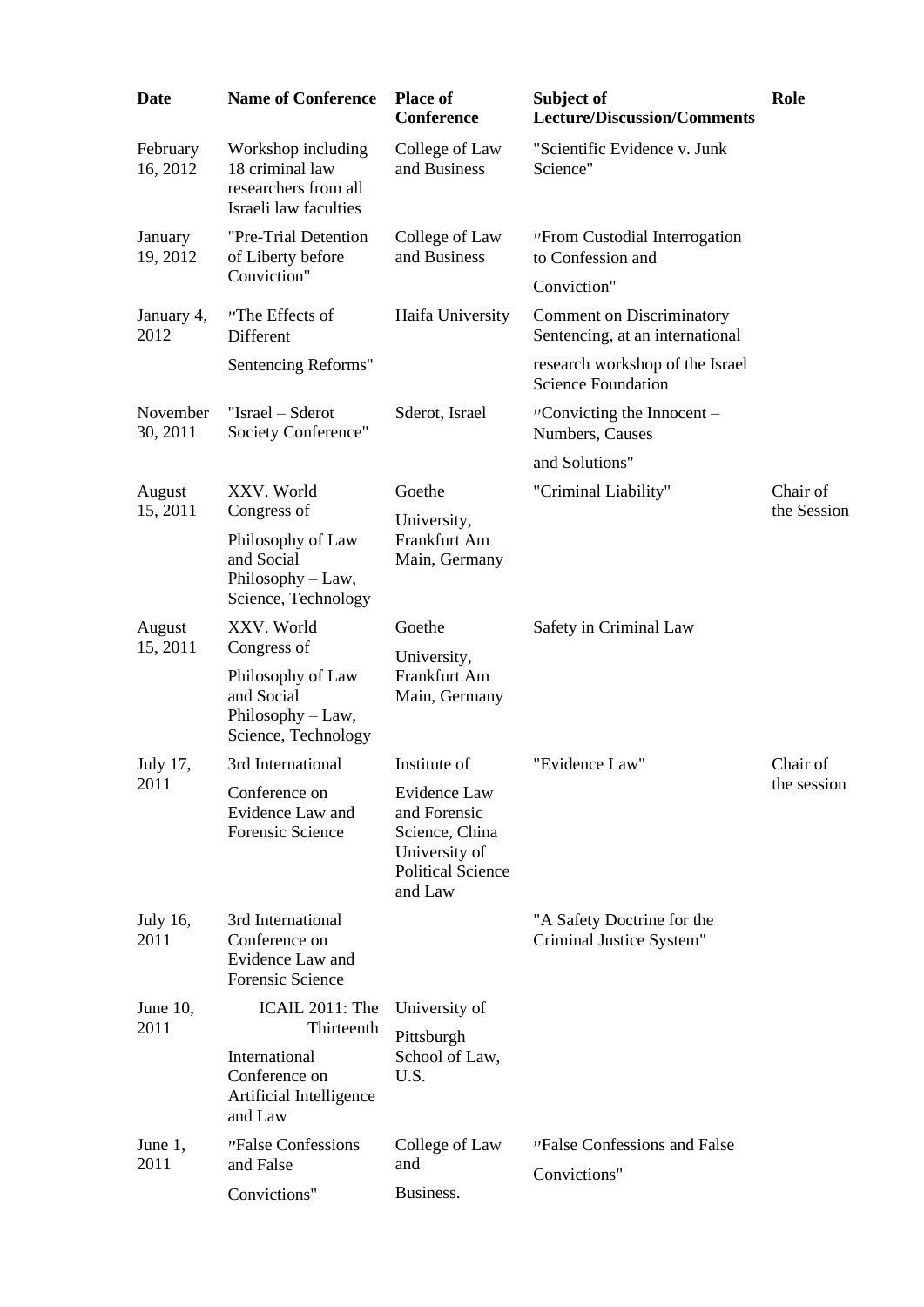| Date | Name of Conference | Place of Conference | Subject of Lecture/Discussion/Comments | Role |
|---|---|---|---|---|
| February 16, 2012 | Workshop including 18 criminal law researchers from all Israeli law faculties | College of Law and Business | "Scientific Evidence v. Junk Science" | |
| January 19, 2012 | "Pre-Trial Detention of Liberty before Conviction" | College of Law and Business | "From Custodial Interrogation to Confession and Conviction" | |
| January 4, 2012 | "The Effects of Different Sentencing Reforms" | Haifa University | Comment on Discriminatory Sentencing, at an international research workshop of the Israel Science Foundation | |
| November 30, 2011 | "Israel – Sderot Society Conference" | Sderot, Israel | "Convicting the Innocent – Numbers, Causes and Solutions" | |
| August 15, 2011 | XXV. World Congress of Philosophy of Law and Social Philosophy – Law, Science, Technology | Goethe University, Frankfurt Am Main, Germany | "Criminal Liability" | Chair of the Session |
| August 15, 2011 | XXV. World Congress of Philosophy of Law and Social Philosophy – Law, Science, Technology | Goethe University, Frankfurt Am Main, Germany | Safety in Criminal Law | |
| July 17, 2011 | 3rd International Conference on Evidence Law and Forensic Science | Institute of Evidence Law and Forensic Science, China University of Political Science and Law | "Evidence Law" | Chair of the session |
| July 16, 2011 | 3rd International Conference on Evidence Law and Forensic Science | | "A Safety Doctrine for the Criminal Justice System" | |
| June 10, 2011 | ICAIL 2011: The Thirteenth International Conference on Artificial Intelligence and Law | University of Pittsburgh School of Law, U.S. | | |
| June 1, 2011 | "False Confessions and False Convictions" | College of Law and Business. | "False Confessions and False Convictions" | |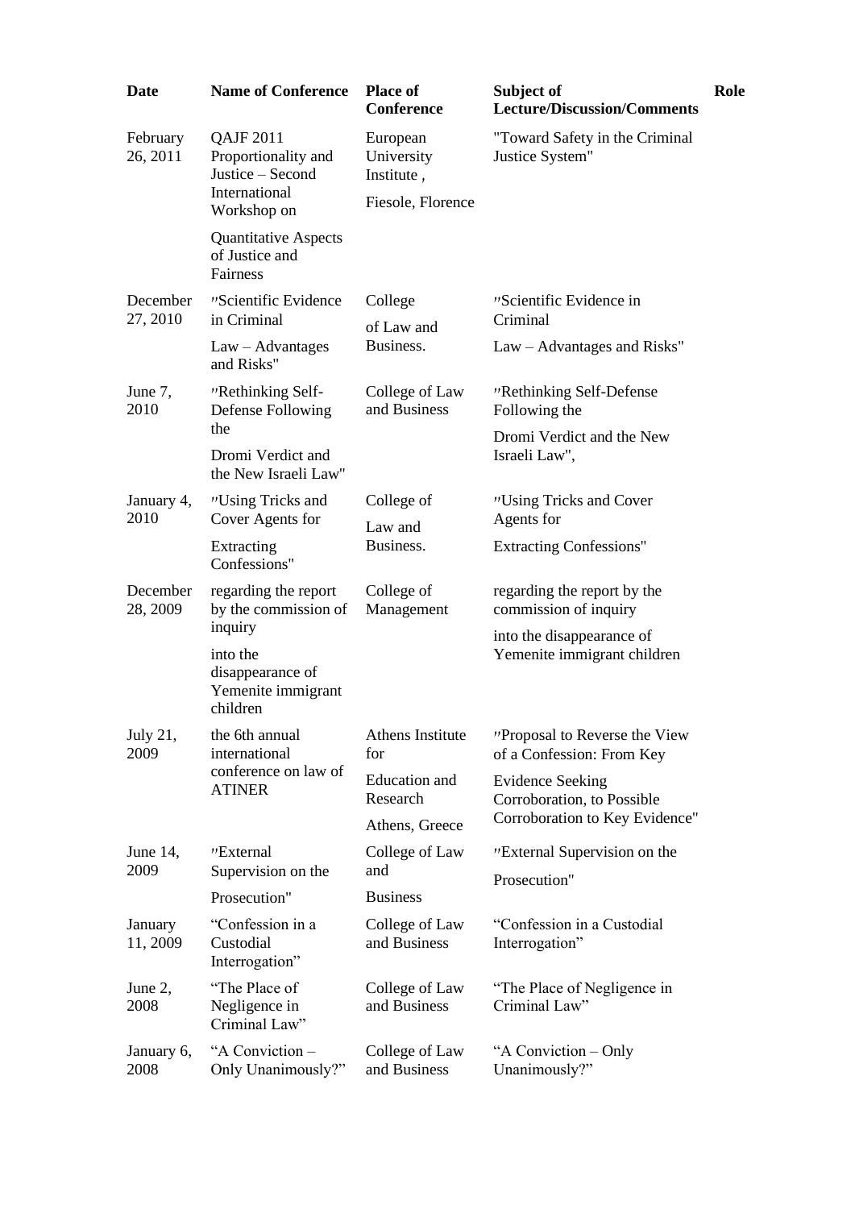| Date | Name of Conference | Place of Conference | Subject of Lecture/Discussion/Comments | Role |
|---|---|---|---|---|
| February 26, 2011 | QAJF 2011 Proportionality and Justice – Second International Workshop on Quantitative Aspects of Justice and Fairness | European University Institute , Fiesole, Florence | "Toward Safety in the Criminal Justice System" | |
| December 27, 2010 | "Scientific Evidence in Criminal Law – Advantages and Risks" | College of Law and Business. | "Scientific Evidence in Criminal Law – Advantages and Risks" | |
| June 7, 2010 | "Rethinking Self-Defense Following the Dromi Verdict and the New Israeli Law" | College of Law and Business | "Rethinking Self-Defense Following the Dromi Verdict and the New Israeli Law", | |
| January 4, 2010 | "Using Tricks and Cover Agents for Extracting Confessions" | College of Law and Business. | "Using Tricks and Cover Agents for Extracting Confessions" | |
| December 28, 2009 | regarding the report by the commission of inquiry into the disappearance of Yemenite immigrant children | College of Management | regarding the report by the commission of inquiry into the disappearance of Yemenite immigrant children | |
| July 21, 2009 | the 6th annual international conference on law of ATINER | Athens Institute for Education and Research Athens, Greece | "Proposal to Reverse the View of a Confession: From Key Evidence Seeking Corroboration, to Possible Corroboration to Key Evidence" | |
| June 14, 2009 | "External Supervision on the Prosecution" | College of Law and Business | "External Supervision on the Prosecution" | |
| January 11, 2009 | "Confession in a Custodial Interrogation" | College of Law and Business | "Confession in a Custodial Interrogation" | |
| June 2, 2008 | "The Place of Negligence in Criminal Law" | College of Law and Business | "The Place of Negligence in Criminal Law" | |
| January 6, 2008 | "A Conviction – Only Unanimously?" | College of Law and Business | "A Conviction – Only Unanimously?" | |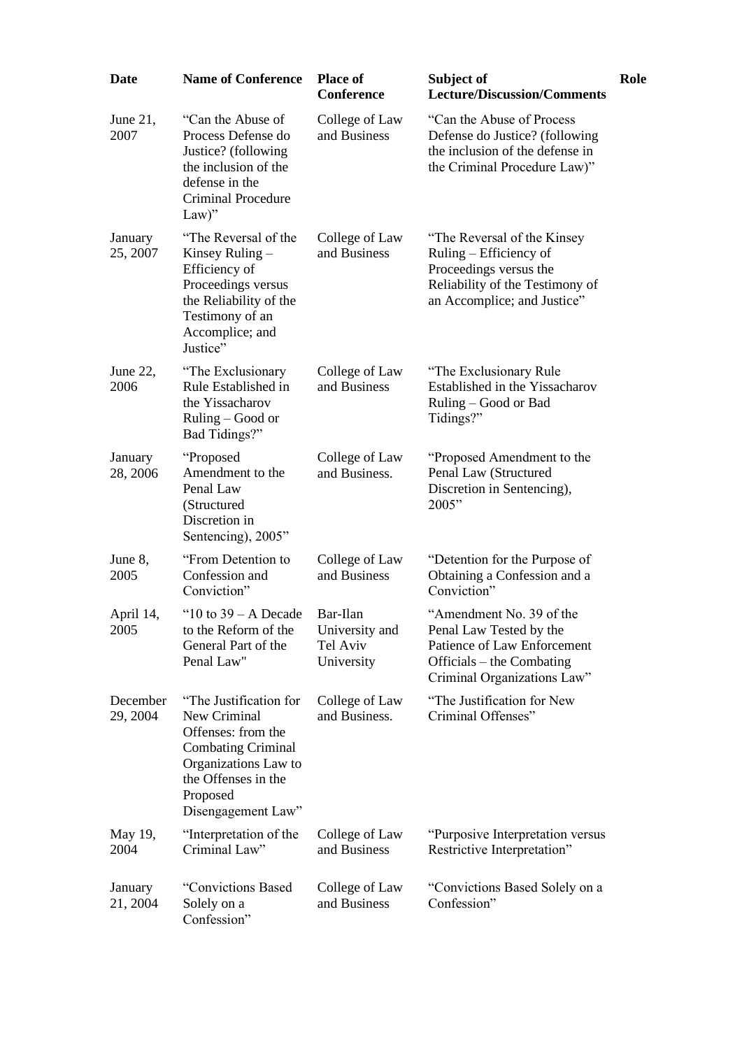| Date | Name of Conference | Place of Conference | Subject of Lecture/Discussion/Comments | Role |
|---|---|---|---|---|
| June 21, 2007 | "Can the Abuse of Process Defense do Justice? (following the inclusion of the defense in the Criminal Procedure Law)" | College of Law and Business | "Can the Abuse of Process Defense do Justice? (following the inclusion of the defense in the Criminal Procedure Law)" | |
| January 25, 2007 | "The Reversal of the Kinsey Ruling – Efficiency of Proceedings versus the Reliability of the Testimony of an Accomplice; and Justice" | College of Law and Business | "The Reversal of the Kinsey Ruling – Efficiency of Proceedings versus the Reliability of the Testimony of an Accomplice; and Justice" | |
| June 22, 2006 | "The Exclusionary Rule Established in the Yissacharov Ruling – Good or Bad Tidings?" | College of Law and Business | "The Exclusionary Rule Established in the Yissacharov Ruling – Good or Bad Tidings?" | |
| January 28, 2006 | "Proposed Amendment to the Penal Law (Structured Discretion in Sentencing), 2005" | College of Law and Business. | "Proposed Amendment to the Penal Law (Structured Discretion in Sentencing), 2005" | |
| June 8, 2005 | "From Detention to Confession and Conviction" | College of Law and Business | "Detention for the Purpose of Obtaining a Confession and a Conviction" | |
| April 14, 2005 | "10 to 39 – A Decade to the Reform of the General Part of the Penal Law" | Bar-Ilan University and Tel Aviv University | "Amendment No. 39 of the Penal Law Tested by the Patience of Law Enforcement Officials – the Combating Criminal Organizations Law" | |
| December 29, 2004 | "The Justification for New Criminal Offenses: from the Combating Criminal Organizations Law to the Offenses in the Proposed Disengagement Law" | College of Law and Business. | "The Justification for New Criminal Offenses" | |
| May 19, 2004 | "Interpretation of the Criminal Law" | College of Law and Business | "Purposive Interpretation versus Restrictive Interpretation" | |
| January 21, 2004 | "Convictions Based Solely on a Confession" | College of Law and Business | "Convictions Based Solely on a Confession" | |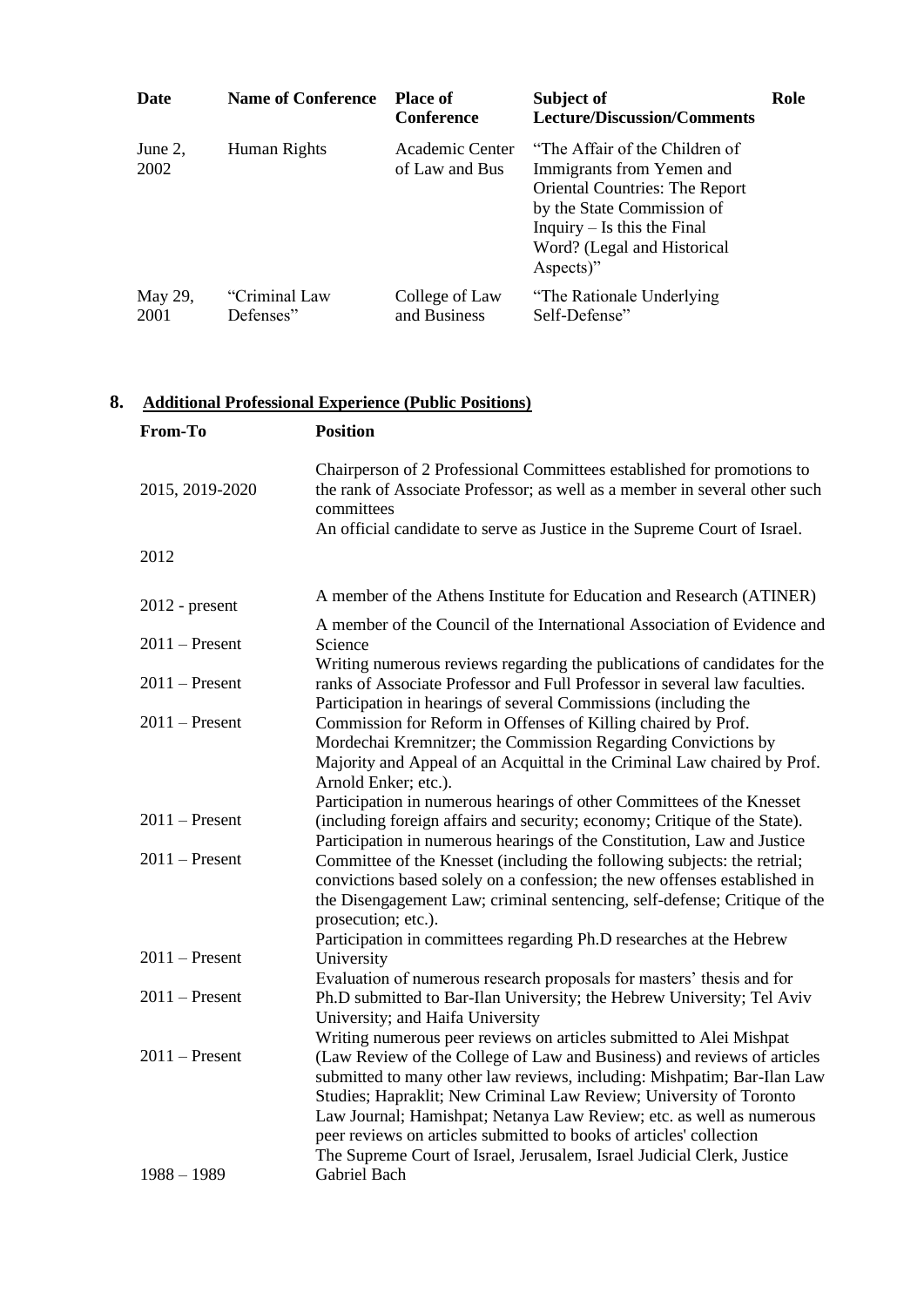| Date | Name of Conference | Place of Conference | Subject of Lecture/Discussion/Comments | Role |
|---|---|---|---|---|
| June 2, 2002 | Human Rights | Academic Center of Law and Bus | "The Affair of the Children of Immigrants from Yemen and Oriental Countries: The Report by the State Commission of Inquiry – Is this the Final Word? (Legal and Historical Aspects)" | |
| May 29, 2001 | "Criminal Law Defenses" | College of Law and Business | "The Rationale Underlying Self-Defense" | |

## 8. Additional Professional Experience (Public Positions)

| From-To | Position |
|---|---|
| 2015, 2019-2020 | Chairperson of 2 Professional Committees established for promotions to the rank of Associate Professor; as well as a member in several other such committees |
| 2012 | An official candidate to serve as Justice in the Supreme Court of Israel. |
| 2012 - present | A member of the Athens Institute for Education and Research (ATINER) |
| 2011 – Present | A member of the Council of the International Association of Evidence and Science |
| 2011 – Present | Writing numerous reviews regarding the publications of candidates for the ranks of Associate Professor and Full Professor in several law faculties. |
| 2011 – Present | Participation in hearings of several Commissions (including the Commission for Reform in Offenses of Killing chaired by Prof. Mordechai Kremnitzer; the Commission Regarding Convictions by Majority and Appeal of an Acquittal in the Criminal Law chaired by Prof. Arnold Enker; etc.). |
| 2011 – Present | Participation in numerous hearings of other Committees of the Knesset (including foreign affairs and security; economy; Critique of the State). |
| 2011 – Present | Participation in numerous hearings of the Constitution, Law and Justice Committee of the Knesset (including the following subjects: the retrial; convictions based solely on a confession; the new offenses established in the Disengagement Law; criminal sentencing, self-defense; Critique of the prosecution; etc.). |
| 2011 – Present | Participation in committees regarding Ph.D researches at the Hebrew University |
| 2011 – Present | Evaluation of numerous research proposals for masters' thesis and for Ph.D submitted to Bar-Ilan University; the Hebrew University; Tel Aviv University; and Haifa University |
| 2011 – Present | Writing numerous peer reviews on articles submitted to Alei Mishpat (Law Review of the College of Law and Business) and reviews of articles submitted to many other law reviews, including: Mishpatim; Bar-Ilan Law Studies; Hapraklit; New Criminal Law Review; University of Toronto Law Journal; Hamishpat; Netanya Law Review; etc. as well as numerous peer reviews on articles submitted to books of articles' collection |
| 1988 – 1989 | The Supreme Court of Israel, Jerusalem, Israel Judicial Clerk, Justice Gabriel Bach |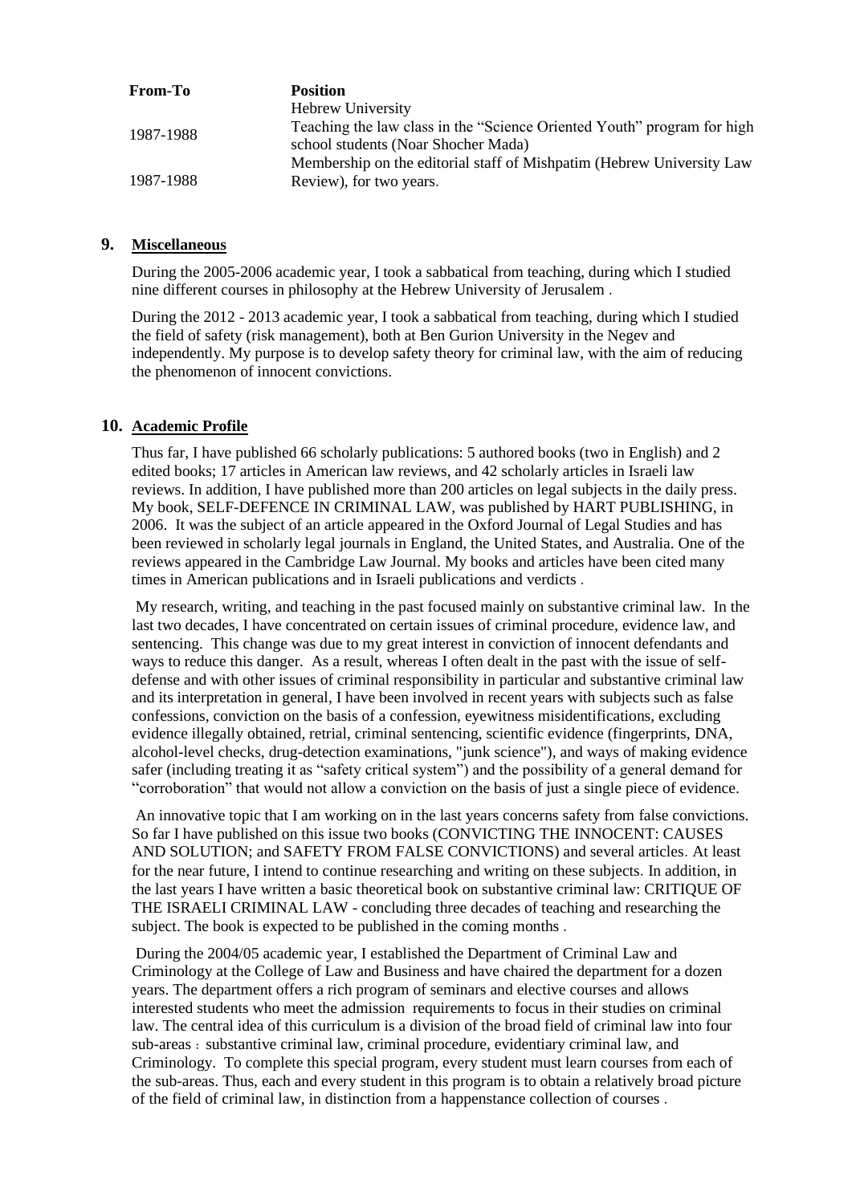| From-To | Position |
|---|---|
| | Hebrew University |
| 1987-1988 | Teaching the law class in the "Science Oriented Youth" program for high school students (Noar Shocher Mada) |
| 1987-1988 | Membership on the editorial staff of Mishpatim (Hebrew University Law Review), for two years. |

## 9. Miscellaneous

During the 2005-2006 academic year, I took a sabbatical from teaching, during which I studied nine different courses in philosophy at the Hebrew University of Jerusalem .

During the 2012 - 2013 academic year, I took a sabbatical from teaching, during which I studied the field of safety (risk management), both at Ben Gurion University in the Negev and independently. My purpose is to develop safety theory for criminal law, with the aim of reducing the phenomenon of innocent convictions.

## 10. Academic Profile

Thus far, I have published 66 scholarly publications: 5 authored books (two in English) and 2 edited books; 17 articles in American law reviews, and 42 scholarly articles in Israeli law reviews. In addition, I have published more than 200 articles on legal subjects in the daily press. My book, SELF-DEFENCE IN CRIMINAL LAW, was published by HART PUBLISHING, in 2006. It was the subject of an article appeared in the Oxford Journal of Legal Studies and has been reviewed in scholarly legal journals in England, the United States, and Australia. One of the reviews appeared in the Cambridge Law Journal. My books and articles have been cited many times in American publications and in Israeli publications and verdicts .

My research, writing, and teaching in the past focused mainly on substantive criminal law. In the last two decades, I have concentrated on certain issues of criminal procedure, evidence law, and sentencing. This change was due to my great interest in conviction of innocent defendants and ways to reduce this danger. As a result, whereas I often dealt in the past with the issue of self-defense and with other issues of criminal responsibility in particular and substantive criminal law and its interpretation in general, I have been involved in recent years with subjects such as false confessions, conviction on the basis of a confession, eyewitness misidentifications, excluding evidence illegally obtained, retrial, criminal sentencing, scientific evidence (fingerprints, DNA, alcohol-level checks, drug-detection examinations, "junk science"), and ways of making evidence safer (including treating it as "safety critical system") and the possibility of a general demand for "corroboration" that would not allow a conviction on the basis of just a single piece of evidence.

An innovative topic that I am working on in the last years concerns safety from false convictions. So far I have published on this issue two books (CONVICTING THE INNOCENT: CAUSES AND SOLUTION; and SAFETY FROM FALSE CONVICTIONS) and several articles. At least for the near future, I intend to continue researching and writing on these subjects. In addition, in the last years I have written a basic theoretical book on substantive criminal law: CRITIQUE OF THE ISRAELI CRIMINAL LAW - concluding three decades of teaching and researching the subject. The book is expected to be published in the coming months .

During the 2004/05 academic year, I established the Department of Criminal Law and Criminology at the College of Law and Business and have chaired the department for a dozen years. The department offers a rich program of seminars and elective courses and allows interested students who meet the admission requirements to focus in their studies on criminal law. The central idea of this curriculum is a division of the broad field of criminal law into four sub-areas : substantive criminal law, criminal procedure, evidentiary criminal law, and Criminology. To complete this special program, every student must learn courses from each of the sub-areas. Thus, each and every student in this program is to obtain a relatively broad picture of the field of criminal law, in distinction from a happenstance collection of courses .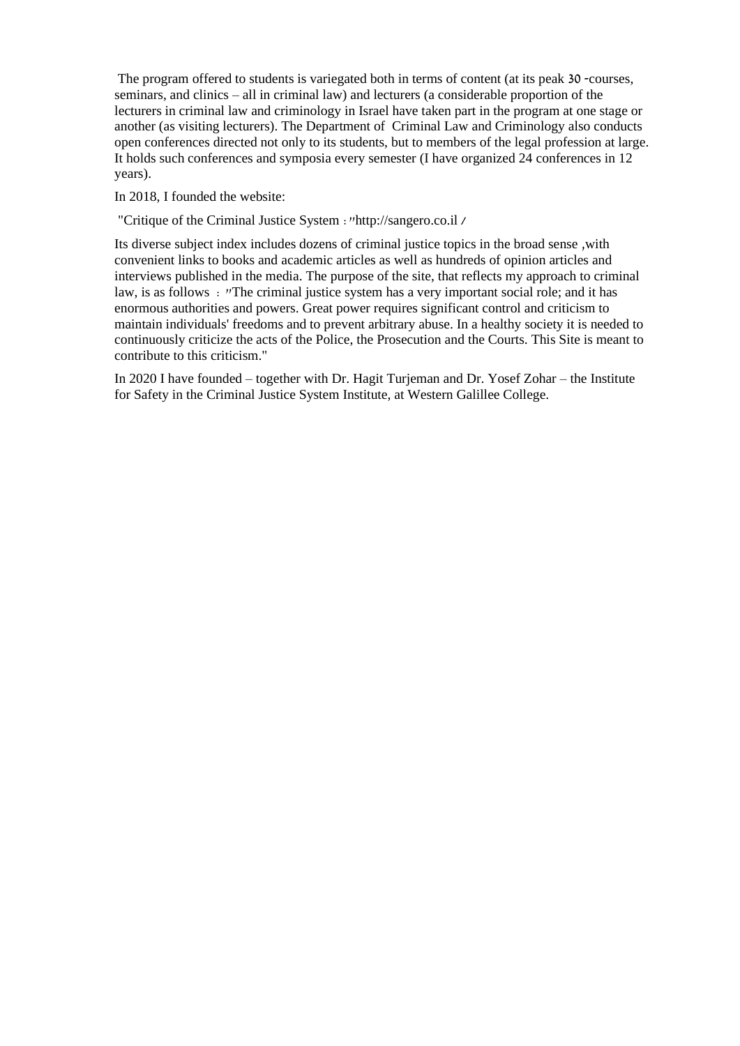The program offered to students is variegated both in terms of content (at its peak 30 -courses, seminars, and clinics – all in criminal law) and lecturers (a considerable proportion of the lecturers in criminal law and criminology in Israel have taken part in the program at one stage or another (as visiting lecturers). The Department of Criminal Law and Criminology also conducts open conferences directed not only to its students, but to members of the legal profession at large. It holds such conferences and symposia every semester (I have organized 24 conferences in 12 years).

In 2018, I founded the website:

"Critique of the Criminal Justice System :"http://sangero.co.il /

Its diverse subject index includes dozens of criminal justice topics in the broad sense ,with convenient links to books and academic articles as well as hundreds of opinion articles and interviews published in the media. The purpose of the site, that reflects my approach to criminal law, is as follows : "The criminal justice system has a very important social role; and it has enormous authorities and powers. Great power requires significant control and criticism to maintain individuals' freedoms and to prevent arbitrary abuse. In a healthy society it is needed to continuously criticize the acts of the Police, the Prosecution and the Courts. This Site is meant to contribute to this criticism."

In 2020 I have founded – together with Dr. Hagit Turjeman and Dr. Yosef Zohar – the Institute for Safety in the Criminal Justice System Institute, at Western Galillee College.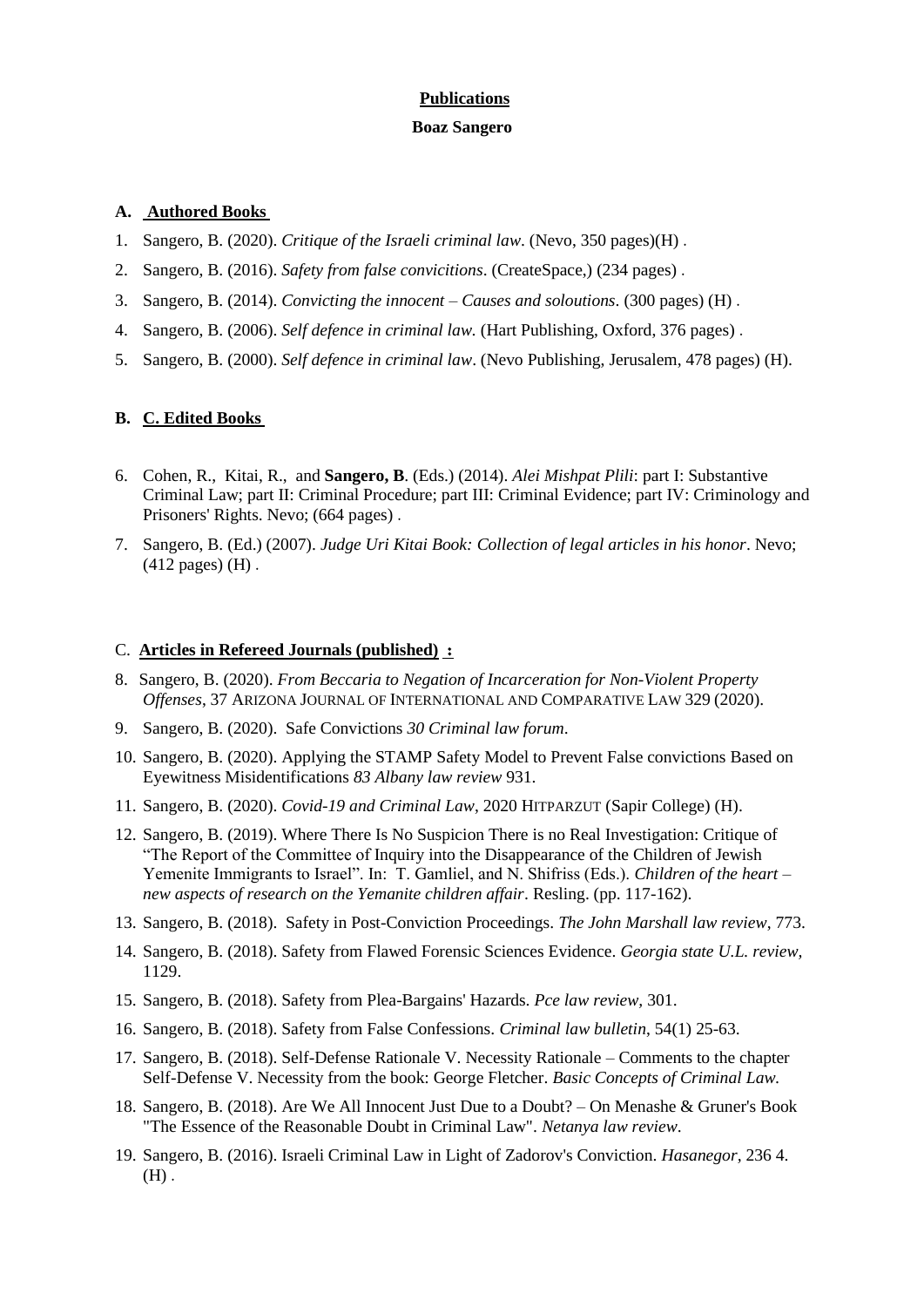**Publications**

**Boaz Sangero**

### A. **Authored Books**

1. Sangero, B. (2020). *Critique of the Israeli criminal law*. (Nevo, 350 pages)(H) .
2. Sangero, B. (2016). *Safety from false convicitions*. (CreateSpace,) (234 pages) .
3. Sangero, B. (2014). *Convicting the innocent – Causes and soloutions*. (300 pages) (H) .
4. Sangero, B. (2006). *Self defence in criminal law.* (Hart Publishing, Oxford, 376 pages) .
5. Sangero, B. (2000). *Self defence in criminal law*. (Nevo Publishing, Jerusalem, 478 pages) (H).

### B. **C. Edited Books**

6. Cohen, R., Kitai, R., and **Sangero, B**. (Eds.) (2014). *Alei Mishpat Plili*: part I: Substantive Criminal Law; part II: Criminal Procedure; part III: Criminal Evidence; part IV: Criminology and Prisoners' Rights. Nevo; (664 pages) .
7. Sangero, B. (Ed.) (2007). *Judge Uri Kitai Book: Collection of legal articles in his honor*. Nevo; (412 pages) (H) .

### C. **Articles in Refereed Journals (published) :**

8. Sangero, B. (2020). *From Beccaria to Negation of Incarceration for Non-Violent Property Offenses*, 37 ARIZONA JOURNAL OF INTERNATIONAL AND COMPARATIVE LAW 329 (2020).
9. Sangero, B. (2020). Safe Convictions *30 Criminal law forum*.
10. Sangero, B. (2020). Applying the STAMP Safety Model to Prevent False convictions Based on Eyewitness Misidentifications *83 Albany law review* 931.
11. Sangero, B. (2020). *Covid-19 and Criminal Law*, 2020 HITPARZUT (Sapir College) (H).
12. Sangero, B. (2019). Where There Is No Suspicion There is no Real Investigation: Critique of "The Report of the Committee of Inquiry into the Disappearance of the Children of Jewish Yemenite Immigrants to Israel". In: T. Gamliel, and N. Shifriss (Eds.). *Children of the heart – new aspects of research on the Yemanite children affair*. Resling. (pp. 117-162).
13. Sangero, B. (2018). Safety in Post-Conviction Proceedings. *The John Marshall law review*, 773.
14. Sangero, B. (2018). Safety from Flawed Forensic Sciences Evidence. *Georgia state U.L. review*, 1129.
15. Sangero, B. (2018). Safety from Plea-Bargains' Hazards. *Pce law review*, 301.
16. Sangero, B. (2018). Safety from False Confessions. *Criminal law bulletin*, 54(1) 25-63.
17. Sangero, B. (2018). Self-Defense Rationale V. Necessity Rationale – Comments to the chapter Self-Defense V. Necessity from the book: George Fletcher. *Basic Concepts of Criminal Law.*
18. Sangero, B. (2018). Are We All Innocent Just Due to a Doubt? – On Menashe & Gruner's Book "The Essence of the Reasonable Doubt in Criminal Law". *Netanya law review*.
19. Sangero, B. (2016). Israeli Criminal Law in Light of Zadorov's Conviction. *Hasanegor,* 236 4. (H) .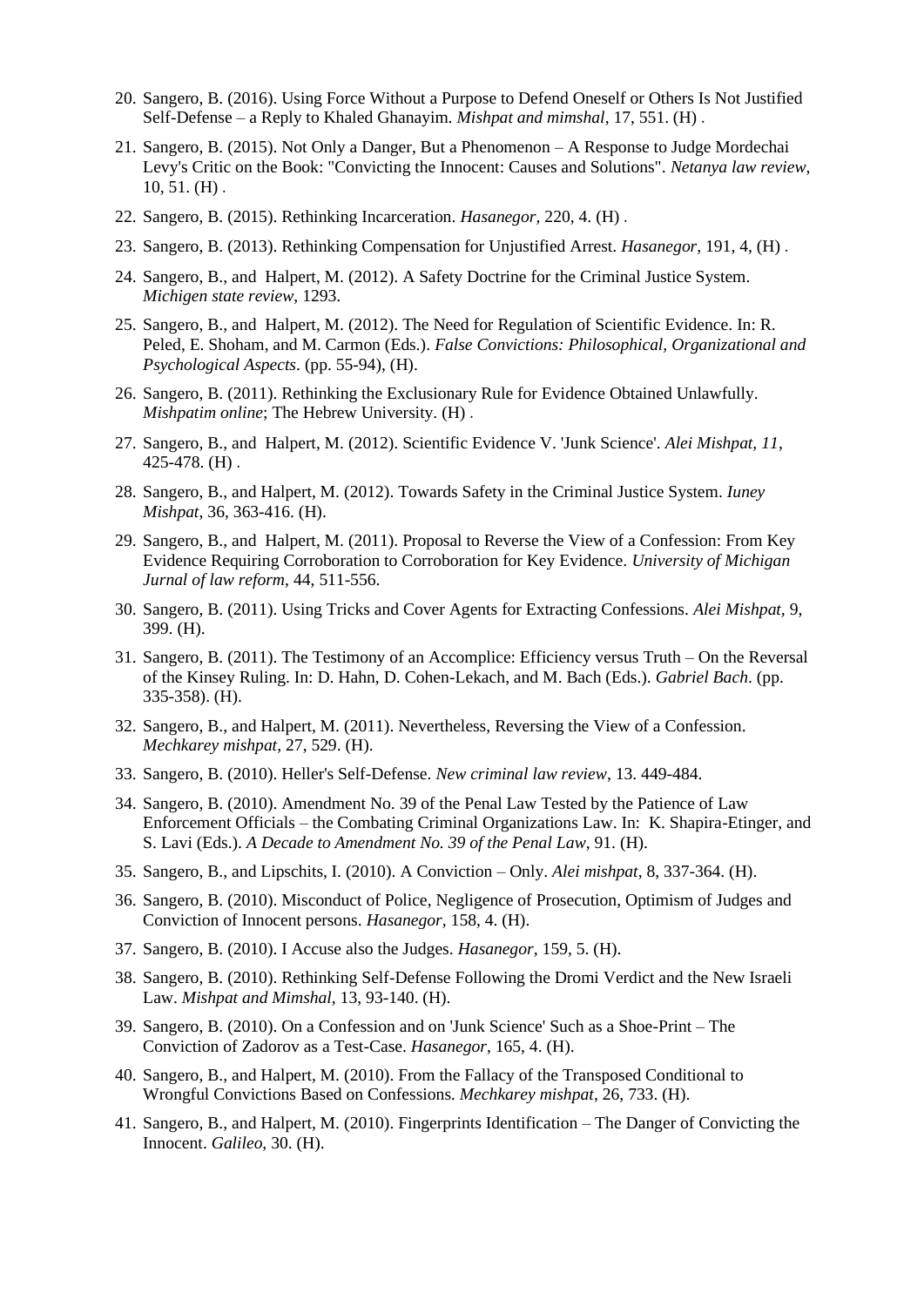20. Sangero, B. (2016). Using Force Without a Purpose to Defend Oneself or Others Is Not Justified Self-Defense – a Reply to Khaled Ghanayim. *Mishpat and mimshal*, 17, 551. (H) .

21. Sangero, B. (2015). Not Only a Danger, But a Phenomenon – A Response to Judge Mordechai Levy's Critic on the Book: "Convicting the Innocent: Causes and Solutions". *Netanya law review*, 10, 51. (H) .

22. Sangero, B. (2015). Rethinking Incarceration. *Hasanegor*, 220, 4. (H) .

23. Sangero, B. (2013). Rethinking Compensation for Unjustified Arrest. *Hasanegor*, 191, 4, (H) .

24. Sangero, B., and Halpert, M. (2012). A Safety Doctrine for the Criminal Justice System. *Michigen state review*, 1293.

25. Sangero, B., and Halpert, M. (2012). The Need for Regulation of Scientific Evidence. In: R. Peled, E. Shoham, and M. Carmon (Eds.). *False Convictions: Philosophical, Organizational and Psychological Aspects*. (pp. 55-94), (H).

26. Sangero, B. (2011). Rethinking the Exclusionary Rule for Evidence Obtained Unlawfully. *Mishpatim online*; The Hebrew University. (H) .

27. Sangero, B., and Halpert, M. (2012). Scientific Evidence V. 'Junk Science'. *Alei Mishpat*, *11*, 425-478. (H) .

28. Sangero, B., and Halpert, M. (2012). Towards Safety in the Criminal Justice System. *Iuney Mishpat*, 36, 363-416. (H).

29. Sangero, B., and Halpert, M. (2011). Proposal to Reverse the View of a Confession: From Key Evidence Requiring Corroboration to Corroboration for Key Evidence. *University of Michigan Jurnal of law reform*, 44, 511-556.

30. Sangero, B. (2011). Using Tricks and Cover Agents for Extracting Confessions. *Alei Mishpat*, 9, 399. (H).

31. Sangero, B. (2011). The Testimony of an Accomplice: Efficiency versus Truth – On the Reversal of the Kinsey Ruling. In: D. Hahn, D. Cohen-Lekach, and M. Bach (Eds.). *Gabriel Bach*. (pp. 335-358). (H).

32. Sangero, B., and Halpert, M. (2011). Nevertheless, Reversing the View of a Confession. *Mechkarey mishpat*, 27, 529. (H).

33. Sangero, B. (2010). Heller's Self-Defense. *New criminal law review*, 13. 449-484.

34. Sangero, B. (2010). Amendment No. 39 of the Penal Law Tested by the Patience of Law Enforcement Officials – the Combating Criminal Organizations Law. In: K. Shapira-Etinger, and S. Lavi (Eds.). *A Decade to Amendment No. 39 of the Penal Law*, 91. (H).

35. Sangero, B., and Lipschits, I. (2010). A Conviction – Only. *Alei mishpat*, 8, 337-364. (H).

36. Sangero, B. (2010). Misconduct of Police, Negligence of Prosecution, Optimism of Judges and Conviction of Innocent persons. *Hasanegor*, 158, 4. (H).

37. Sangero, B. (2010). I Accuse also the Judges. *Hasanegor*, 159, 5. (H).

38. Sangero, B. (2010). Rethinking Self-Defense Following the Dromi Verdict and the New Israeli Law. *Mishpat and Mimshal*, 13, 93-140. (H).

39. Sangero, B. (2010). On a Confession and on 'Junk Science' Such as a Shoe-Print – The Conviction of Zadorov as a Test-Case. *Hasanegor*, 165, 4. (H).

40. Sangero, B., and Halpert, M. (2010). From the Fallacy of the Transposed Conditional to Wrongful Convictions Based on Confessions. *Mechkarey mishpat*, 26, 733. (H).

41. Sangero, B., and Halpert, M. (2010). Fingerprints Identification – The Danger of Convicting the Innocent. *Galileo*, 30. (H).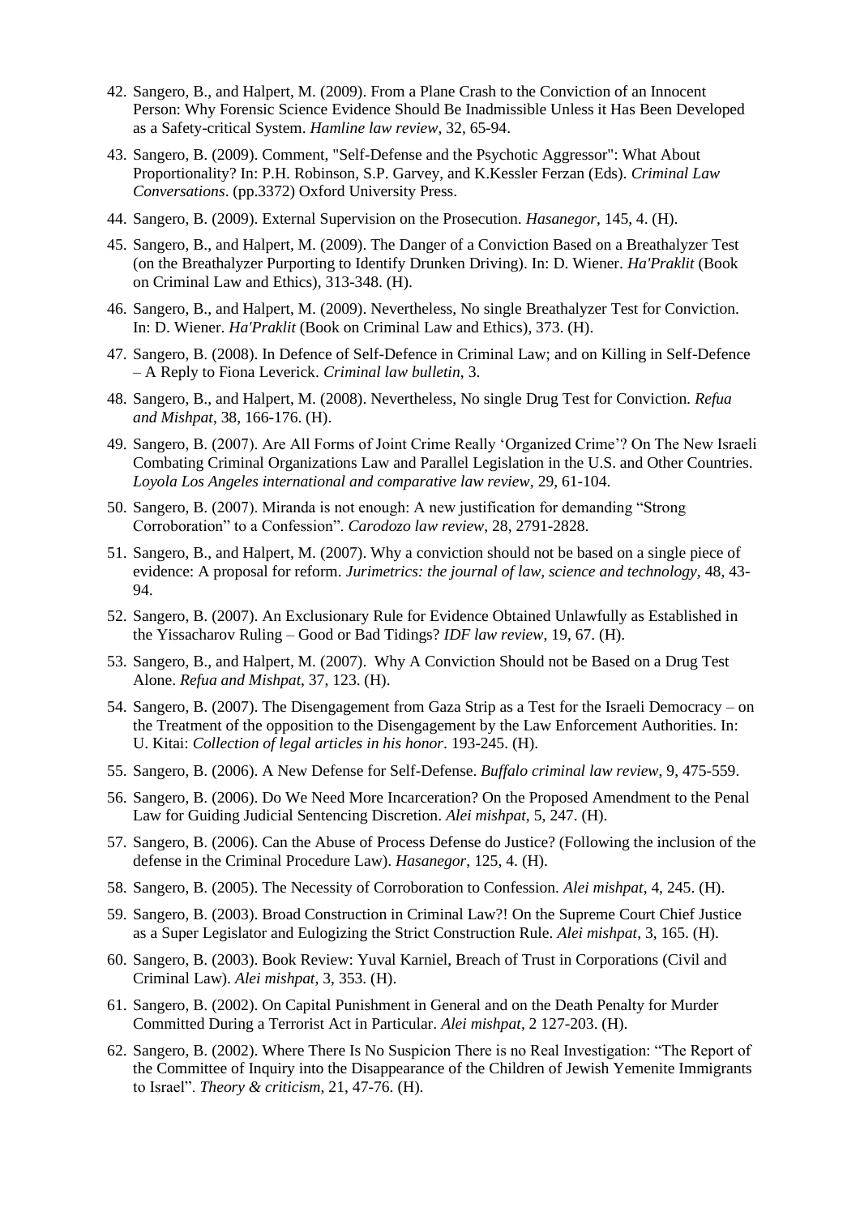42. Sangero, B., and Halpert, M. (2009). From a Plane Crash to the Conviction of an Innocent Person: Why Forensic Science Evidence Should Be Inadmissible Unless it Has Been Developed as a Safety-critical System. *Hamline law review*, 32, 65-94.
43. Sangero, B. (2009). Comment, "Self-Defense and the Psychotic Aggressor": What About Proportionality? In: P.H. Robinson, S.P. Garvey, and K.Kessler Ferzan (Eds). *Criminal Law Conversations*. (pp.3372) Oxford University Press.
44. Sangero, B. (2009). External Supervision on the Prosecution. *Hasanegor*, 145, 4. (H).
45. Sangero, B., and Halpert, M. (2009). The Danger of a Conviction Based on a Breathalyzer Test (on the Breathalyzer Purporting to Identify Drunken Driving). In: D. Wiener. *Ha'Praklit* (Book on Criminal Law and Ethics), 313-348. (H).
46. Sangero, B., and Halpert, M. (2009). Nevertheless, No single Breathalyzer Test for Conviction. In: D. Wiener. *Ha'Praklit* (Book on Criminal Law and Ethics), 373. (H).
47. Sangero, B. (2008). In Defence of Self-Defence in Criminal Law; and on Killing in Self-Defence – A Reply to Fiona Leverick. *Criminal law bulletin*, 3.
48. Sangero, B., and Halpert, M. (2008). Nevertheless, No single Drug Test for Conviction. *Refua and Mishpat*, 38, 166-176. (H).
49. Sangero, B. (2007). Are All Forms of Joint Crime Really 'Organized Crime'? On The New Israeli Combating Criminal Organizations Law and Parallel Legislation in the U.S. and Other Countries. *Loyola Los Angeles international and comparative law review*, 29, 61-104.
50. Sangero, B. (2007). Miranda is not enough: A new justification for demanding "Strong Corroboration" to a Confession". *Carodozo law review*, 28, 2791-2828.
51. Sangero, B., and Halpert, M. (2007). Why a conviction should not be based on a single piece of evidence: A proposal for reform. *Jurimetrics: the journal of law, science and technology*, 48, 43-94.
52. Sangero, B. (2007). An Exclusionary Rule for Evidence Obtained Unlawfully as Established in the Yissacharov Ruling – Good or Bad Tidings? *IDF law review*, 19, 67. (H).
53. Sangero, B., and Halpert, M. (2007). Why A Conviction Should not be Based on a Drug Test Alone. *Refua and Mishpat*, 37, 123. (H).
54. Sangero, B. (2007). The Disengagement from Gaza Strip as a Test for the Israeli Democracy – on the Treatment of the opposition to the Disengagement by the Law Enforcement Authorities. In: U. Kitai: *Collection of legal articles in his honor*. 193-245. (H).
55. Sangero, B. (2006). A New Defense for Self-Defense. *Buffalo criminal law review*, 9, 475-559.
56. Sangero, B. (2006). Do We Need More Incarceration? On the Proposed Amendment to the Penal Law for Guiding Judicial Sentencing Discretion. *Alei mishpat*, 5, 247. (H).
57. Sangero, B. (2006). Can the Abuse of Process Defense do Justice? (Following the inclusion of the defense in the Criminal Procedure Law). *Hasanegor*, 125, 4. (H).
58. Sangero, B. (2005). The Necessity of Corroboration to Confession. *Alei mishpat*, 4, 245. (H).
59. Sangero, B. (2003). Broad Construction in Criminal Law?! On the Supreme Court Chief Justice as a Super Legislator and Eulogizing the Strict Construction Rule. *Alei mishpat*, 3, 165. (H).
60. Sangero, B. (2003). Book Review: Yuval Karniel, Breach of Trust in Corporations (Civil and Criminal Law). *Alei mishpat*, 3, 353. (H).
61. Sangero, B. (2002). On Capital Punishment in General and on the Death Penalty for Murder Committed During a Terrorist Act in Particular. *Alei mishpat*, 2 127-203. (H).
62. Sangero, B. (2002). Where There Is No Suspicion There is no Real Investigation: "The Report of the Committee of Inquiry into the Disappearance of the Children of Jewish Yemenite Immigrants to Israel". *Theory & criticism*, 21, 47-76. (H).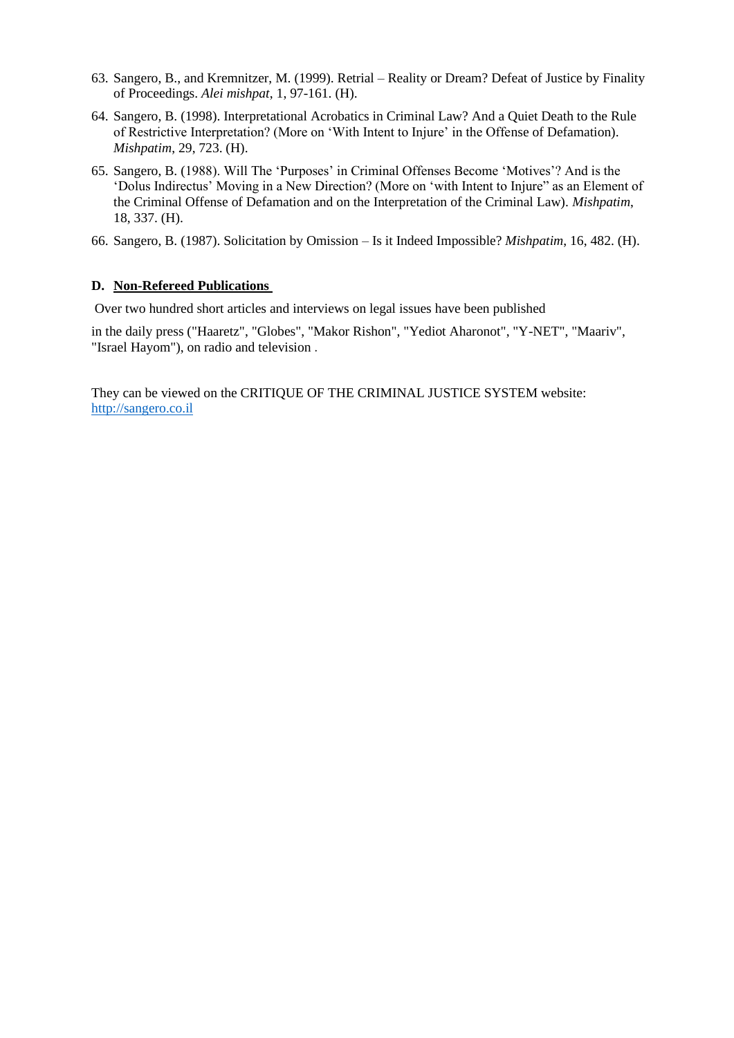63. Sangero, B., and Kremnitzer, M. (1999). Retrial – Reality or Dream? Defeat of Justice by Finality of Proceedings. *Alei mishpat*, 1, 97-161. (H).
64. Sangero, B. (1998). Interpretational Acrobatics in Criminal Law? And a Quiet Death to the Rule of Restrictive Interpretation? (More on 'With Intent to Injure' in the Offense of Defamation). *Mishpatim*, 29, 723. (H).
65. Sangero, B. (1988). Will The 'Purposes' in Criminal Offenses Become 'Motives'? And is the 'Dolus Indirectus' Moving in a New Direction? (More on 'with Intent to Injure" as an Element of the Criminal Offense of Defamation and on the Interpretation of the Criminal Law). *Mishpatim*, 18, 337. (H).
66. Sangero, B. (1987). Solicitation by Omission – Is it Indeed Impossible? *Mishpatim*, 16, 482. (H).

## D. Non-Refereed Publications

Over two hundred short articles and interviews on legal issues have been published in the daily press ("Haaretz", "Globes", "Makor Rishon", "Yediot Aharonot", "Y-NET", "Maariv", "Israel Hayom"), on radio and television .

They can be viewed on the CRITIQUE OF THE CRIMINAL JUSTICE SYSTEM website: http://sangero.co.il